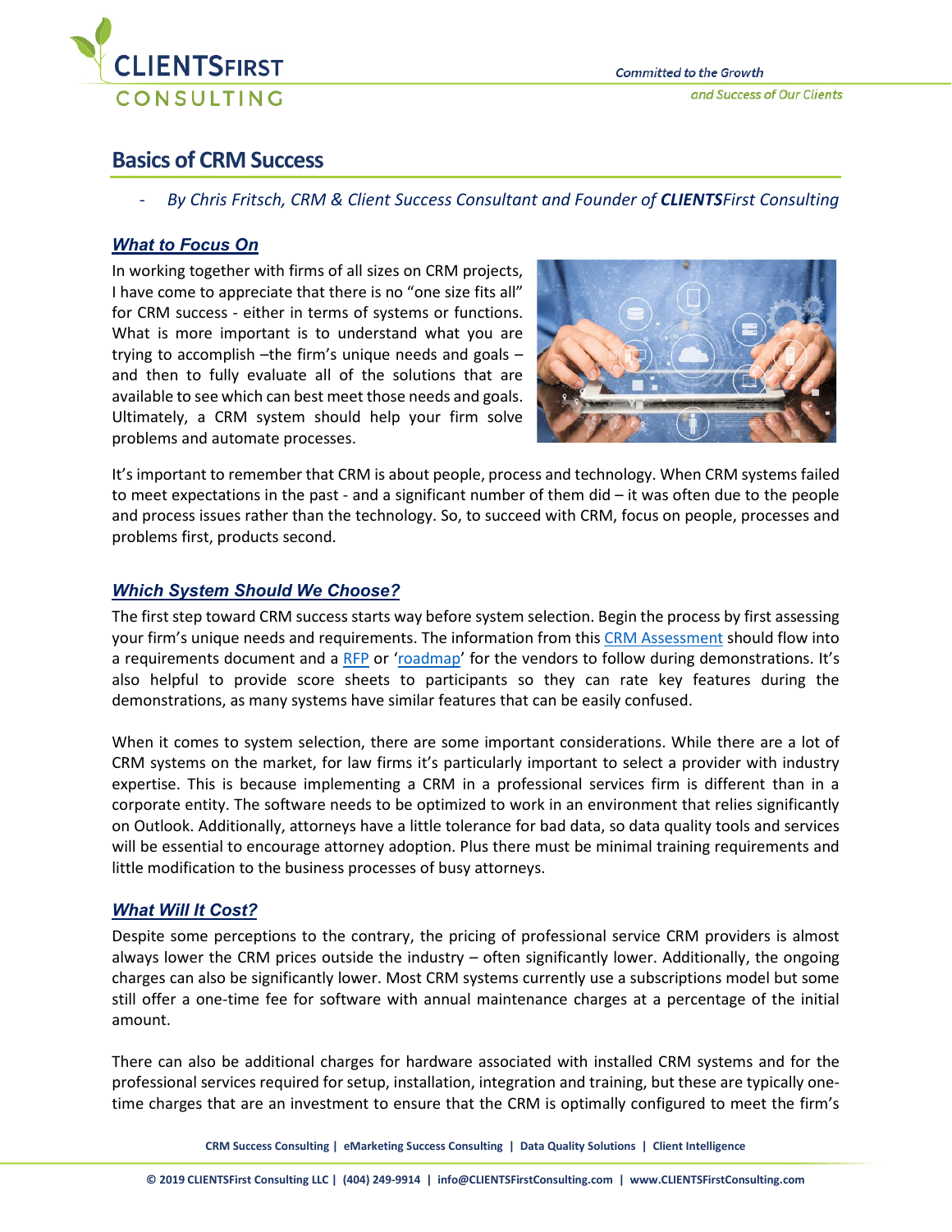# Basics of CRM Success

- *By Chris Fritsch, CRM & Client Success Consultant and Founder of **CLIENTS**First Consulting*

## *What to Focus On*

In working together with firms of all sizes on CRM projects, I have come to appreciate that there is no "one size fits all" for CRM success - either in terms of systems or functions. What is more important is to understand what you are trying to accomplish –the firm's unique needs and goals – and then to fully evaluate all of the solutions that are available to see which can best meet those needs and goals. Ultimately, a CRM system should help your firm solve problems and automate processes.

It's important to remember that CRM is about people, process and technology. When CRM systems failed to meet expectations in the past - and a significant number of them did – it was often due to the people and process issues rather than the technology. So, to succeed with CRM, focus on people, processes and problems first, products second.

## *Which System Should We Choose?*

The first step toward CRM success starts way before system selection. Begin the process by first assessing your firm's unique needs and requirements. The information from this CRM Assessment should flow into a requirements document and a RFP or 'roadmap' for the vendors to follow during demonstrations. It's also helpful to provide score sheets to participants so they can rate key features during the demonstrations, as many systems have similar features that can be easily confused.

When it comes to system selection, there are some important considerations. While there are a lot of CRM systems on the market, for law firms it's particularly important to select a provider with industry expertise. This is because implementing a CRM in a professional services firm is different than in a corporate entity. The software needs to be optimized to work in an environment that relies significantly on Outlook. Additionally, attorneys have a little tolerance for bad data, so data quality tools and services will be essential to encourage attorney adoption. Plus there must be minimal training requirements and little modification to the business processes of busy attorneys.

## *What Will It Cost?*

Despite some perceptions to the contrary, the pricing of professional service CRM providers is almost always lower the CRM prices outside the industry – often significantly lower. Additionally, the ongoing charges can also be significantly lower. Most CRM systems currently use a subscriptions model but some still offer a one-time fee for software with annual maintenance charges at a percentage of the initial amount.

There can also be additional charges for hardware associated with installed CRM systems and for the professional services required for setup, installation, integration and training, but these are typically one-time charges that are an investment to ensure that the CRM is optimally configured to meet the firm's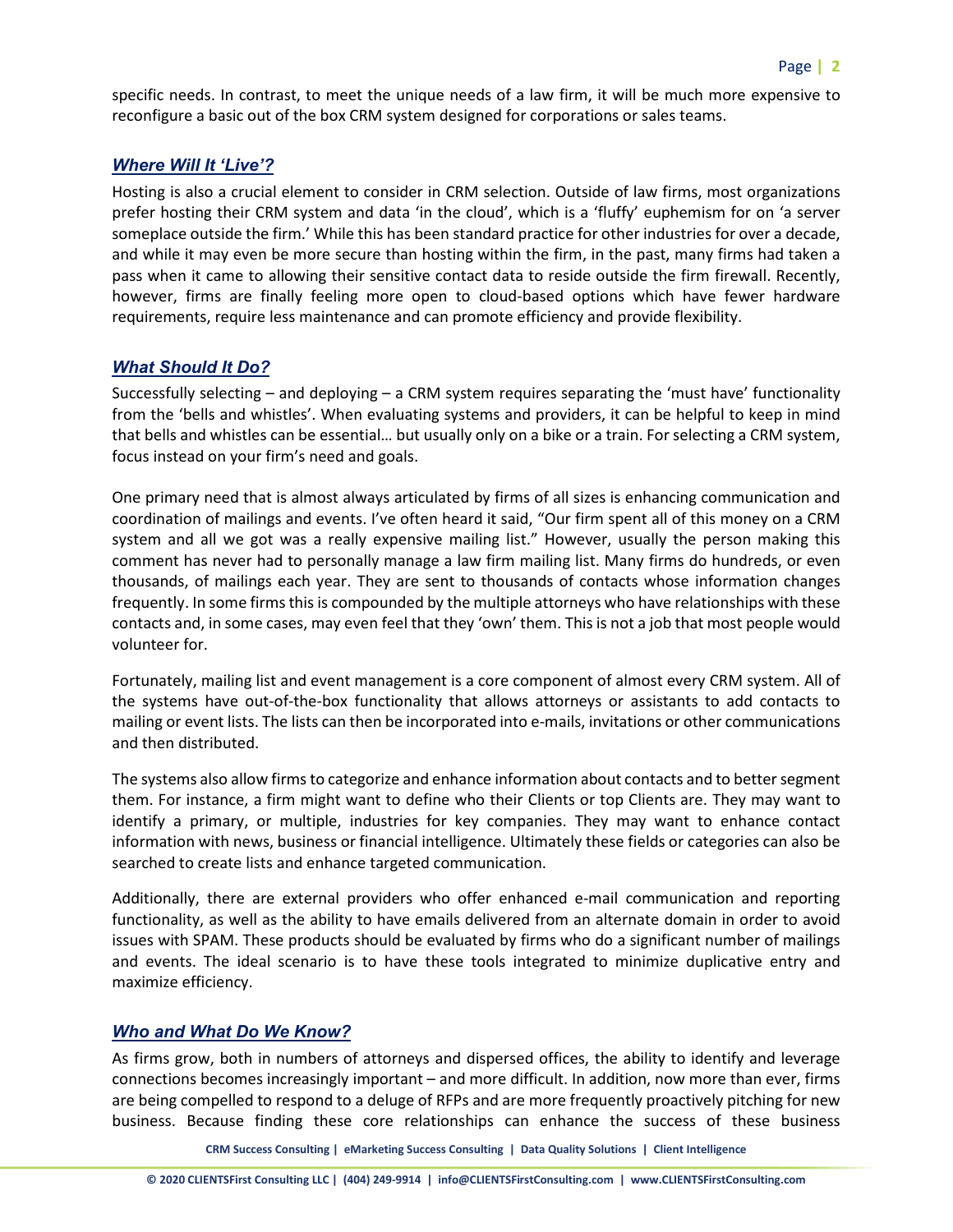specific needs. In contrast, to meet the unique needs of a law firm, it will be much more expensive to reconfigure a basic out of the box CRM system designed for corporations or sales teams.

### *Where Will It 'Live'?*

Hosting is also a crucial element to consider in CRM selection. Outside of law firms, most organizations prefer hosting their CRM system and data 'in the cloud', which is a 'fluffy' euphemism for on 'a server someplace outside the firm.' While this has been standard practice for other industries for over a decade, and while it may even be more secure than hosting within the firm, in the past, many firms had taken a pass when it came to allowing their sensitive contact data to reside outside the firm firewall. Recently, however, firms are finally feeling more open to cloud-based options which have fewer hardware requirements, require less maintenance and can promote efficiency and provide flexibility.

### *What Should It Do?*

Successfully selecting – and deploying – a CRM system requires separating the 'must have' functionality from the 'bells and whistles'. When evaluating systems and providers, it can be helpful to keep in mind that bells and whistles can be essential… but usually only on a bike or a train. For selecting a CRM system, focus instead on your firm's need and goals.

One primary need that is almost always articulated by firms of all sizes is enhancing communication and coordination of mailings and events. I've often heard it said, "Our firm spent all of this money on a CRM system and all we got was a really expensive mailing list." However, usually the person making this comment has never had to personally manage a law firm mailing list. Many firms do hundreds, or even thousands, of mailings each year. They are sent to thousands of contacts whose information changes frequently. In some firms this is compounded by the multiple attorneys who have relationships with these contacts and, in some cases, may even feel that they 'own' them. This is not a job that most people would volunteer for.

Fortunately, mailing list and event management is a core component of almost every CRM system. All of the systems have out-of-the-box functionality that allows attorneys or assistants to add contacts to mailing or event lists. The lists can then be incorporated into e-mails, invitations or other communications and then distributed.

The systems also allow firms to categorize and enhance information about contacts and to better segment them. For instance, a firm might want to define who their Clients or top Clients are. They may want to identify a primary, or multiple, industries for key companies. They may want to enhance contact information with news, business or financial intelligence. Ultimately these fields or categories can also be searched to create lists and enhance targeted communication.

Additionally, there are external providers who offer enhanced e-mail communication and reporting functionality, as well as the ability to have emails delivered from an alternate domain in order to avoid issues with SPAM. These products should be evaluated by firms who do a significant number of mailings and events. The ideal scenario is to have these tools integrated to minimize duplicative entry and maximize efficiency.

### *Who and What Do We Know?*

As firms grow, both in numbers of attorneys and dispersed offices, the ability to identify and leverage connections becomes increasingly important – and more difficult. In addition, now more than ever, firms are being compelled to respond to a deluge of RFPs and are more frequently proactively pitching for new business. Because finding these core relationships can enhance the success of these business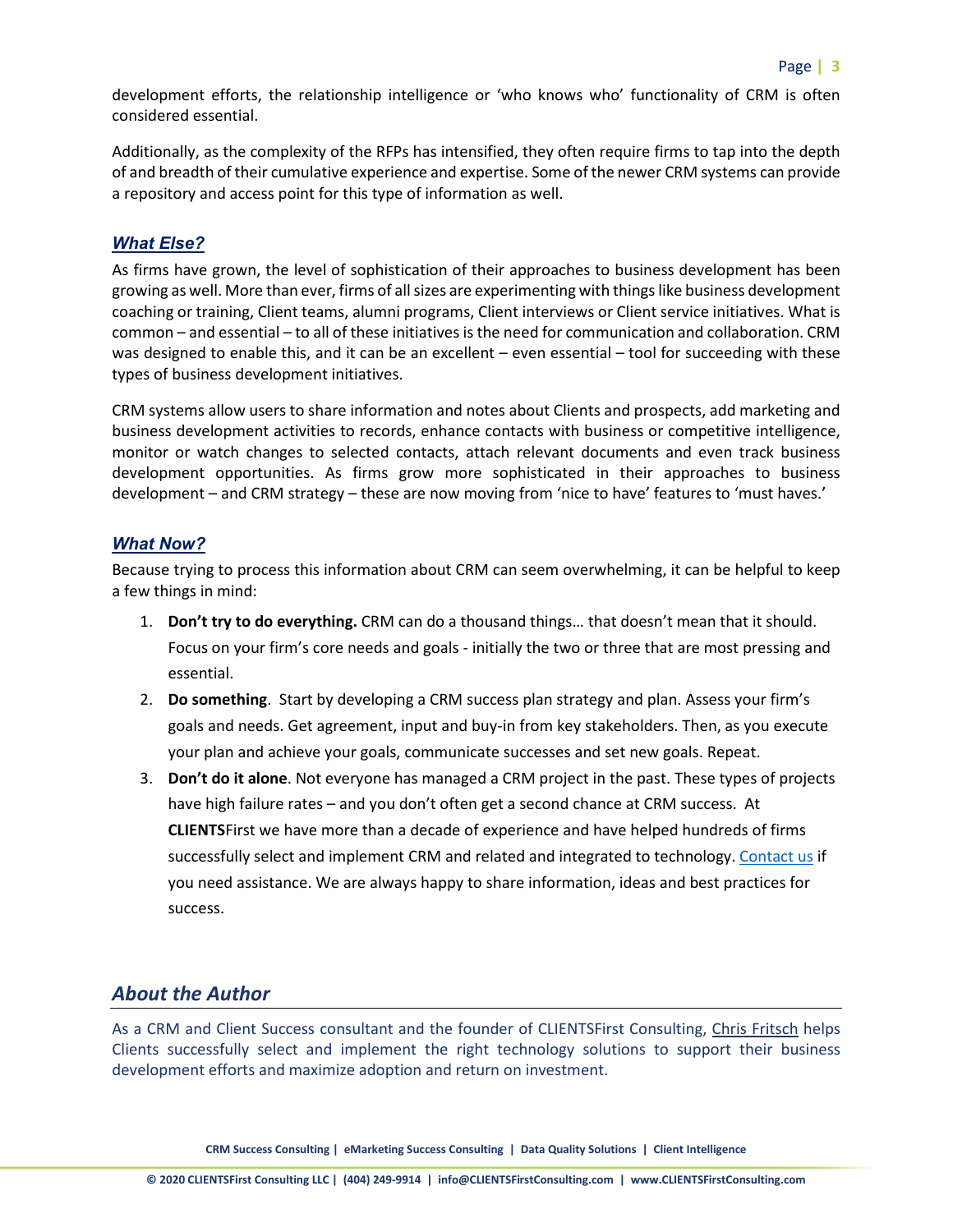development efforts, the relationship intelligence or 'who knows who' functionality of CRM is often considered essential.

Additionally, as the complexity of the RFPs has intensified, they often require firms to tap into the depth of and breadth of their cumulative experience and expertise. Some of the newer CRM systems can provide a repository and access point for this type of information as well.

### *What Else?*

As firms have grown, the level of sophistication of their approaches to business development has been growing as well. More than ever, firms of all sizes are experimenting with things like business development coaching or training, Client teams, alumni programs, Client interviews or Client service initiatives. What is common – and essential – to all of these initiatives is the need for communication and collaboration. CRM was designed to enable this, and it can be an excellent – even essential – tool for succeeding with these types of business development initiatives.

CRM systems allow users to share information and notes about Clients and prospects, add marketing and business development activities to records, enhance contacts with business or competitive intelligence, monitor or watch changes to selected contacts, attach relevant documents and even track business development opportunities. As firms grow more sophisticated in their approaches to business development – and CRM strategy – these are now moving from 'nice to have' features to 'must haves.'

### *What Now?*

Because trying to process this information about CRM can seem overwhelming, it can be helpful to keep a few things in mind:

1. **Don't try to do everything.** CRM can do a thousand things… that doesn't mean that it should. Focus on your firm's core needs and goals - initially the two or three that are most pressing and essential.
2. **Do something**. Start by developing a CRM success plan strategy and plan. Assess your firm's goals and needs. Get agreement, input and buy-in from key stakeholders. Then, as you execute your plan and achieve your goals, communicate successes and set new goals. Repeat.
3. **Don't do it alone**. Not everyone has managed a CRM project in the past. These types of projects have high failure rates – and you don't often get a second chance at CRM success. At **CLIENTS**First we have more than a decade of experience and have helped hundreds of firms successfully select and implement CRM and related and integrated to technology. Contact us if you need assistance. We are always happy to share information, ideas and best practices for success.

## *About the Author*

As a CRM and Client Success consultant and the founder of CLIENTSFirst Consulting, Chris Fritsch helps Clients successfully select and implement the right technology solutions to support their business development efforts and maximize adoption and return on investment.

CRM Success Consulting | eMarketing Success Consulting | Data Quality Solutions | Client Intelligence

© 2020 CLIENTSFirst Consulting LLC | (404) 249-9914 | info@CLIENTSFirstConsulting.com | www.CLIENTSFirstConsulting.com